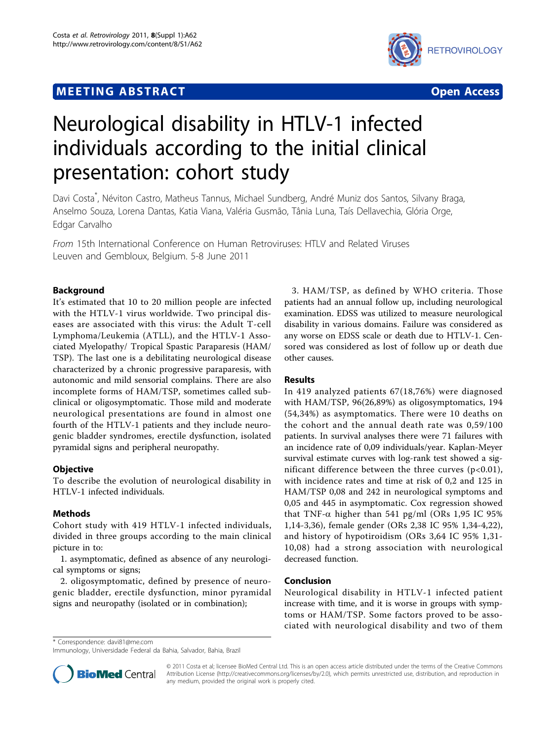# MEETING ABSTRACT

**Open Access**

# Neurological disability in HTLV-1 infected individuals according to the initial clinical presentation: cohort study

Davi Costa*, Néviton Castro, Matheus Tannus, Michael Sundberg, André Muniz dos Santos, Silvany Braga, Anselmo Souza, Lorena Dantas, Katia Viana, Valéria Gusmão, Tânia Luna, Taís Dellavechia, Glória Orge, Edgar Carvalho

*From* 15th International Conference on Human Retroviruses: HTLV and Related Viruses
Leuven and Gembloux, Belgium. 5-8 June 2011

## Background

It's estimated that 10 to 20 million people are infected with the HTLV-1 virus worldwide. Two principal diseases are associated with this virus: the Adult T-cell Lymphoma/Leukemia (ATLL), and the HTLV-1 Associated Myelopathy/ Tropical Spastic Paraparesis (HAM/TSP). The last one is a debilitating neurological disease characterized by a chronic progressive paraparesis, with autonomic and mild sensorial complains. There are also incomplete forms of HAM/TSP, sometimes called subclinical or oligosymptomatic. Those mild and moderate neurological presentations are found in almost one fourth of the HTLV-1 patients and they include neurogenic bladder syndromes, erectile dysfunction, isolated pyramidal signs and peripheral neuropathy.

## Objective

To describe the evolution of neurological disability in HTLV-1 infected individuals.

## Methods

Cohort study with 419 HTLV-1 infected individuals, divided in three groups according to the main clinical picture in to:

1. asymptomatic, defined as absence of any neurological symptoms or signs;
2. oligosymptomatic, defined by presence of neurogenic bladder, erectile dysfunction, minor pyramidal signs and neuropathy (isolated or in combination);
3. HAM/TSP, as defined by WHO criteria. Those patients had an annual follow up, including neurological examination. EDSS was utilized to measure neurological disability in various domains. Failure was considered as any worse on EDSS scale or death due to HTLV-1. Censored was considered as lost of follow up or death due other causes.

## Results

In 419 analyzed patients 67(18,76%) were diagnosed with HAM/TSP, 96(26,89%) as oligosymptomatics, 194 (54,34%) as asymptomatics. There were 10 deaths on the cohort and the annual death rate was 0,59/100 patients. In survival analyses there were 71 failures with an incidence rate of 0,09 individuals/year. Kaplan-Meyer survival estimate curves with log-rank test showed a significant difference between the three curves ($p<0.01$), with incidence rates and time at risk of 0,2 and 125 in HAM/TSP 0,08 and 242 in neurological symptoms and 0,05 and 445 in asymptomatic. Cox regression showed that TNF-$\alpha$ higher than 541 pg/ml (ORs 1,95 IC 95% 1,14-3,36), female gender (ORs 2,38 IC 95% 1,34-4,22), and history of hypotiroidism (ORs 3,64 IC 95% 1,31-10,08) had a strong association with neurological decreased function.

## Conclusion

Neurological disability in HTLV-1 infected patient increase with time, and it is worse in groups with symptoms or HAM/TSP. Some factors proved to be associated with neurological disability and two of them

\* Correspondence: davi81@me.com
Immunology, Universidade Federal da Bahia, Salvador, Bahia, Brazil

© 2011 Costa et al; licensee BioMed Central Ltd. This is an open access article distributed under the terms of the Creative Commons Attribution License (http://creativecommons.org/licenses/by/2.0), which permits unrestricted use, distribution, and reproduction in any medium, provided the original work is properly cited.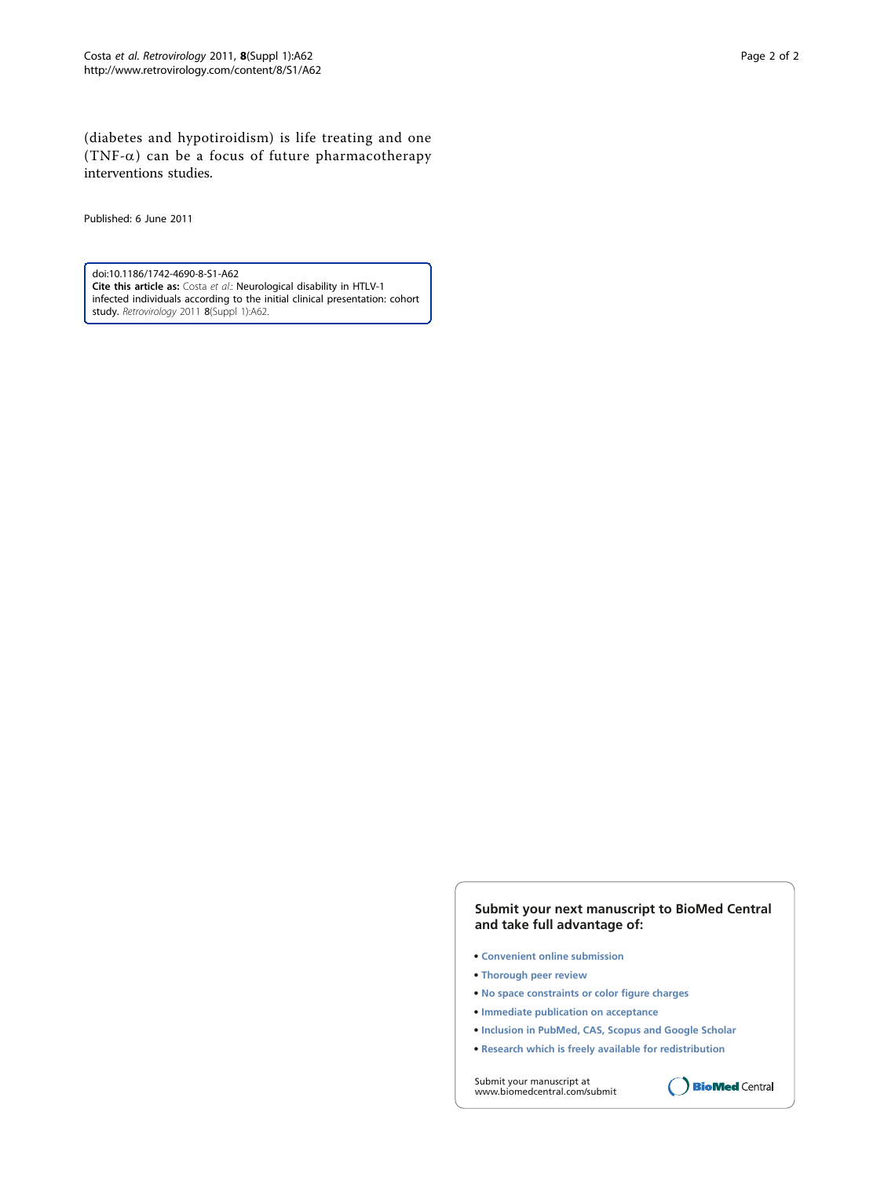(diabetes and hypotiroidism) is life treating and one (TNF-α) can be a focus of future pharmacotherapy interventions studies.

Published: 6 June 2011

doi:10.1186/1742-4690-8-S1-A62
**Cite this article as:** Costa *et al.*: Neurological disability in HTLV-1 infected individuals according to the initial clinical presentation: cohort study. *Retrovirology* 2011 **8**(Suppl 1):A62.

**Submit your next manuscript to BioMed Central and take full advantage of:**

- **Convenient online submission**
- **Thorough peer review**
- **No space constraints or color figure charges**
- **Immediate publication on acceptance**
- **Inclusion in PubMed, CAS, Scopus and Google Scholar**
- **Research which is freely available for redistribution**

Submit your manuscript at
www.biomedcentral.com/submit

BioMed Central